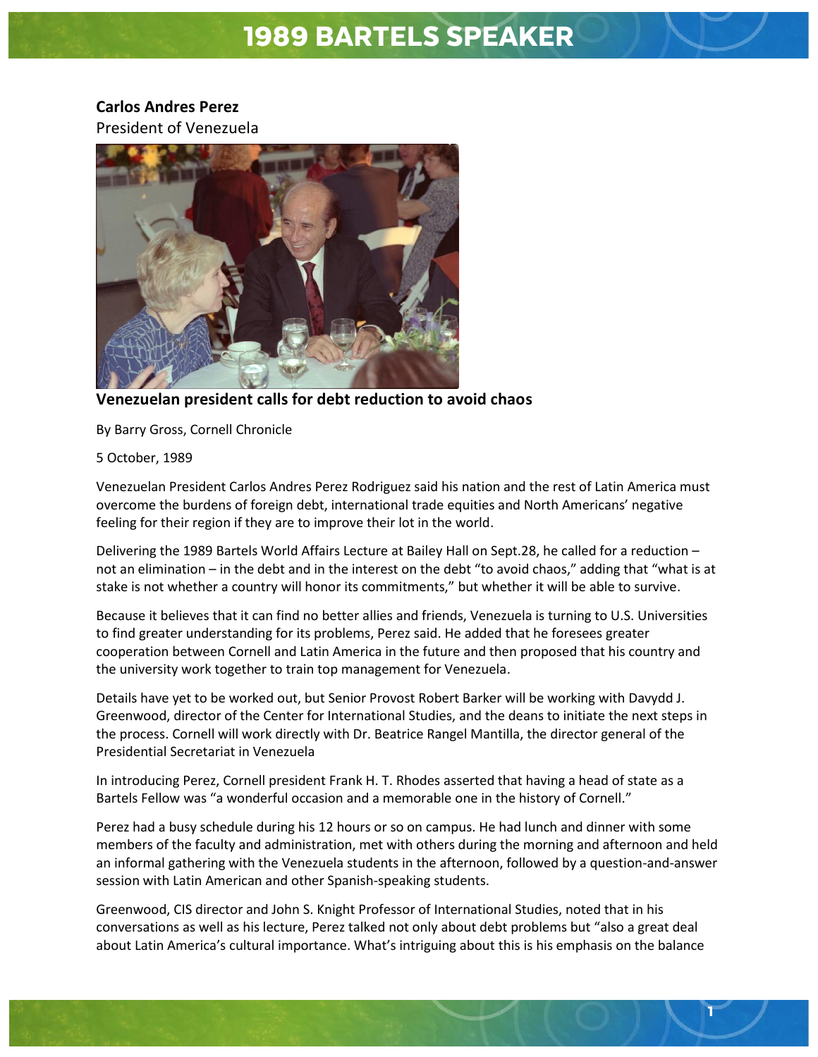# 1989 BARTELS SPEAKER

**Carlos Andres Perez**
President of Venezuela

**Venezuelan president calls for debt reduction to avoid chaos**

By Barry Gross, Cornell Chronicle

5 October, 1989

Venezuelan President Carlos Andres Perez Rodriguez said his nation and the rest of Latin America must overcome the burdens of foreign debt, international trade equities and North Americans' negative feeling for their region if they are to improve their lot in the world.

Delivering the 1989 Bartels World Affairs Lecture at Bailey Hall on Sept.28, he called for a reduction – not an elimination – in the debt and in the interest on the debt "to avoid chaos," adding that "what is at stake is not whether a country will honor its commitments," but whether it will be able to survive.

Because it believes that it can find no better allies and friends, Venezuela is turning to U.S. Universities to find greater understanding for its problems, Perez said. He added that he foresees greater cooperation between Cornell and Latin America in the future and then proposed that his country and the university work together to train top management for Venezuela.

Details have yet to be worked out, but Senior Provost Robert Barker will be working with Davydd J. Greenwood, director of the Center for International Studies, and the deans to initiate the next steps in the process. Cornell will work directly with Dr. Beatrice Rangel Mantilla, the director general of the Presidential Secretariat in Venezuela

In introducing Perez, Cornell president Frank H. T. Rhodes asserted that having a head of state as a Bartels Fellow was "a wonderful occasion and a memorable one in the history of Cornell."

Perez had a busy schedule during his 12 hours or so on campus. He had lunch and dinner with some members of the faculty and administration, met with others during the morning and afternoon and held an informal gathering with the Venezuela students in the afternoon, followed by a question-and-answer session with Latin American and other Spanish-speaking students.

Greenwood, CIS director and John S. Knight Professor of International Studies, noted that in his conversations as well as his lecture, Perez talked not only about debt problems but "also a great deal about Latin America's cultural importance. What's intriguing about this is his emphasis on the balance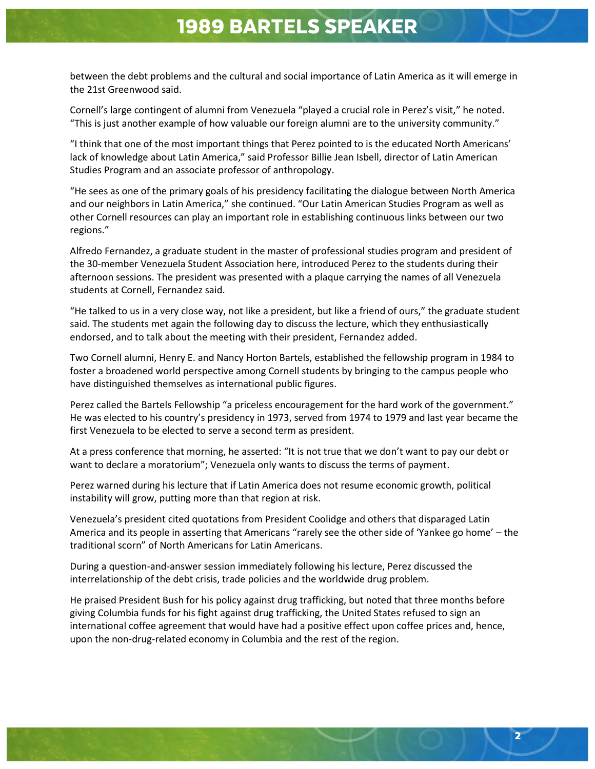between the debt problems and the cultural and social importance of Latin America as it will emerge in the 21st Greenwood said.

Cornell's large contingent of alumni from Venezuela "played a crucial role in Perez's visit," he noted. "This is just another example of how valuable our foreign alumni are to the university community."

"I think that one of the most important things that Perez pointed to is the educated North Americans' lack of knowledge about Latin America," said Professor Billie Jean Isbell, director of Latin American Studies Program and an associate professor of anthropology.

"He sees as one of the primary goals of his presidency facilitating the dialogue between North America and our neighbors in Latin America," she continued. "Our Latin American Studies Program as well as other Cornell resources can play an important role in establishing continuous links between our two regions."

Alfredo Fernandez, a graduate student in the master of professional studies program and president of the 30-member Venezuela Student Association here, introduced Perez to the students during their afternoon sessions. The president was presented with a plaque carrying the names of all Venezuela students at Cornell, Fernandez said.

"He talked to us in a very close way, not like a president, but like a friend of ours," the graduate student said. The students met again the following day to discuss the lecture, which they enthusiastically endorsed, and to talk about the meeting with their president, Fernandez added.

Two Cornell alumni, Henry E. and Nancy Horton Bartels, established the fellowship program in 1984 to foster a broadened world perspective among Cornell students by bringing to the campus people who have distinguished themselves as international public figures.

Perez called the Bartels Fellowship "a priceless encouragement for the hard work of the government." He was elected to his country's presidency in 1973, served from 1974 to 1979 and last year became the first Venezuela to be elected to serve a second term as president.

At a press conference that morning, he asserted: "It is not true that we don't want to pay our debt or want to declare a moratorium"; Venezuela only wants to discuss the terms of payment.

Perez warned during his lecture that if Latin America does not resume economic growth, political instability will grow, putting more than that region at risk.

Venezuela's president cited quotations from President Coolidge and others that disparaged Latin America and its people in asserting that Americans "rarely see the other side of 'Yankee go home' – the traditional scorn" of North Americans for Latin Americans.

During a question-and-answer session immediately following his lecture, Perez discussed the interrelationship of the debt crisis, trade policies and the worldwide drug problem.

He praised President Bush for his policy against drug trafficking, but noted that three months before giving Columbia funds for his fight against drug trafficking, the United States refused to sign an international coffee agreement that would have had a positive effect upon coffee prices and, hence, upon the non-drug-related economy in Columbia and the rest of the region.